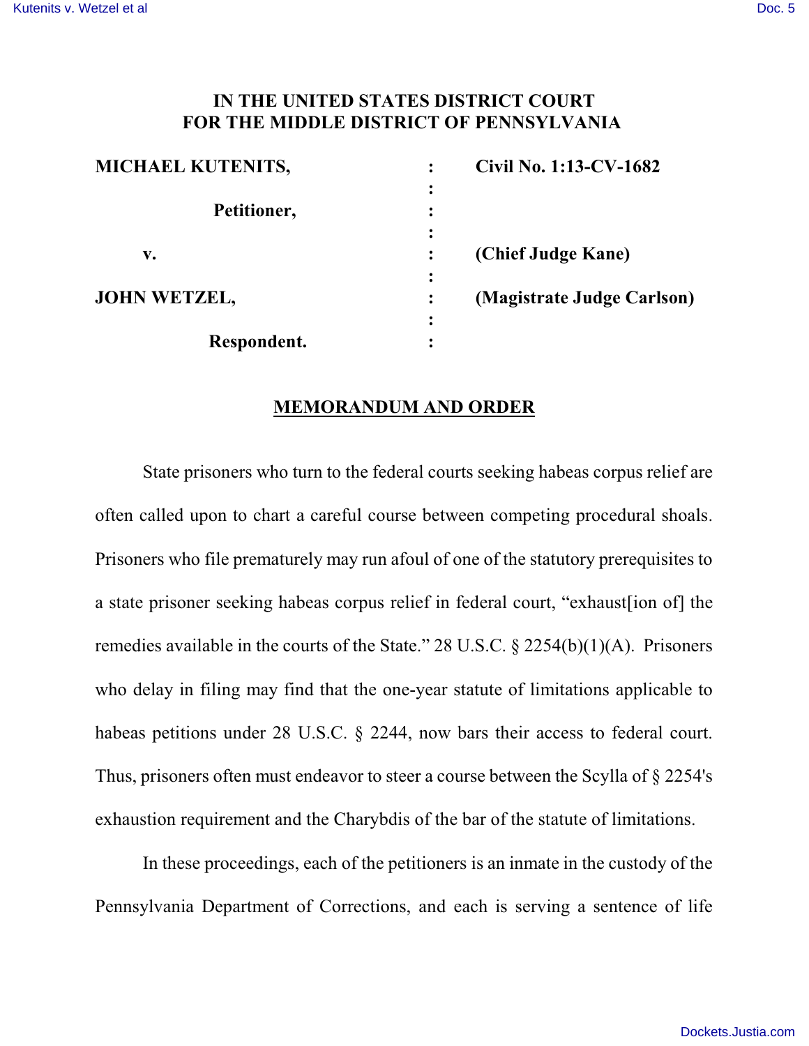# IN THE UNITED STATES DISTRICT COURT FOR THE MIDDLE DISTRICT OF PENNSYLVANIA

| | | |
|---|---|---|
| **MICHAEL KUTENITS,** | : | **Civil No. 1:13-CV-1682** |
| | : | |
| **Petitioner,** | : | |
| | : | |
| **v.** | : | **(Chief Judge Kane)** |
| | : | |
| **JOHN WETZEL,** | : | **(Magistrate Judge Carlson)** |
| | : | |
| **Respondent.** | : | |

## MEMORANDUM AND ORDER

State prisoners who turn to the federal courts seeking habeas corpus relief are often called upon to chart a careful course between competing procedural shoals. Prisoners who file prematurely may run afoul of one of the statutory prerequisites to a state prisoner seeking habeas corpus relief in federal court, "exhaust[ion of] the remedies available in the courts of the State." 28 U.S.C. § 2254(b)(1)(A). Prisoners who delay in filing may find that the one-year statute of limitations applicable to habeas petitions under 28 U.S.C. § 2244, now bars their access to federal court. Thus, prisoners often must endeavor to steer a course between the Scylla of § 2254's exhaustion requirement and the Charybdis of the bar of the statute of limitations.

In these proceedings, each of the petitioners is an inmate in the custody of the Pennsylvania Department of Corrections, and each is serving a sentence of life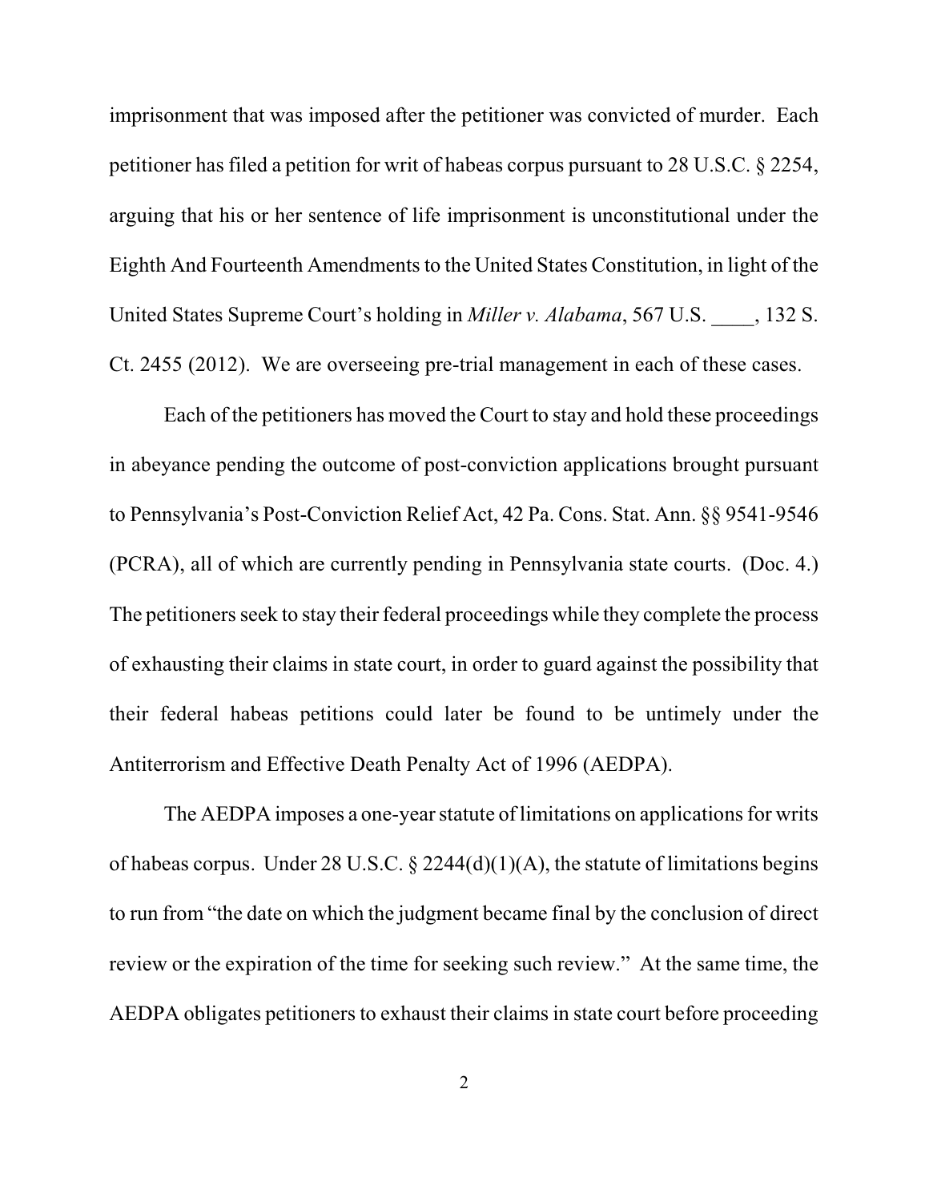imprisonment that was imposed after the petitioner was convicted of murder. Each petitioner has filed a petition for writ of habeas corpus pursuant to 28 U.S.C. § 2254, arguing that his or her sentence of life imprisonment is unconstitutional under the Eighth And Fourteenth Amendments to the United States Constitution, in light of the United States Supreme Court's holding in *Miller v. Alabama*, 567 U.S. \_\_\_\_, 132 S. Ct. 2455 (2012). We are overseeing pre-trial management in each of these cases.

Each of the petitioners has moved the Court to stay and hold these proceedings in abeyance pending the outcome of post-conviction applications brought pursuant to Pennsylvania's Post-Conviction Relief Act, 42 Pa. Cons. Stat. Ann. §§ 9541-9546 (PCRA), all of which are currently pending in Pennsylvania state courts. (Doc. 4.) The petitioners seek to stay their federal proceedings while they complete the process of exhausting their claims in state court, in order to guard against the possibility that their federal habeas petitions could later be found to be untimely under the Antiterrorism and Effective Death Penalty Act of 1996 (AEDPA).

The AEDPA imposes a one-year statute of limitations on applications for writs of habeas corpus. Under 28 U.S.C. § 2244(d)(1)(A), the statute of limitations begins to run from "the date on which the judgment became final by the conclusion of direct review or the expiration of the time for seeking such review." At the same time, the AEDPA obligates petitioners to exhaust their claims in state court before proceeding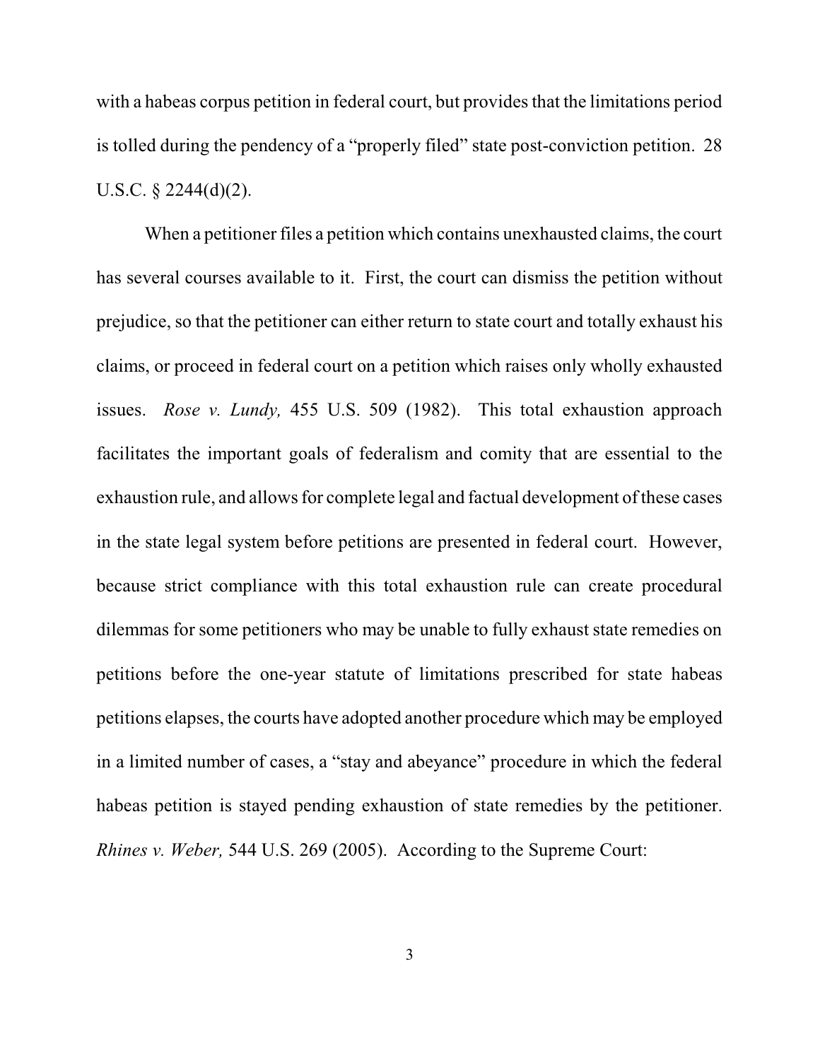with a habeas corpus petition in federal court, but provides that the limitations period is tolled during the pendency of a "properly filed" state post-conviction petition. 28 U.S.C. § 2244(d)(2).

When a petitioner files a petition which contains unexhausted claims, the court has several courses available to it. First, the court can dismiss the petition without prejudice, so that the petitioner can either return to state court and totally exhaust his claims, or proceed in federal court on a petition which raises only wholly exhausted issues. *Rose v. Lundy,* 455 U.S. 509 (1982). This total exhaustion approach facilitates the important goals of federalism and comity that are essential to the exhaustion rule, and allows for complete legal and factual development of these cases in the state legal system before petitions are presented in federal court. However, because strict compliance with this total exhaustion rule can create procedural dilemmas for some petitioners who may be unable to fully exhaust state remedies on petitions before the one-year statute of limitations prescribed for state habeas petitions elapses, the courts have adopted another procedure which may be employed in a limited number of cases, a "stay and abeyance" procedure in which the federal habeas petition is stayed pending exhaustion of state remedies by the petitioner. *Rhines v. Weber,* 544 U.S. 269 (2005). According to the Supreme Court: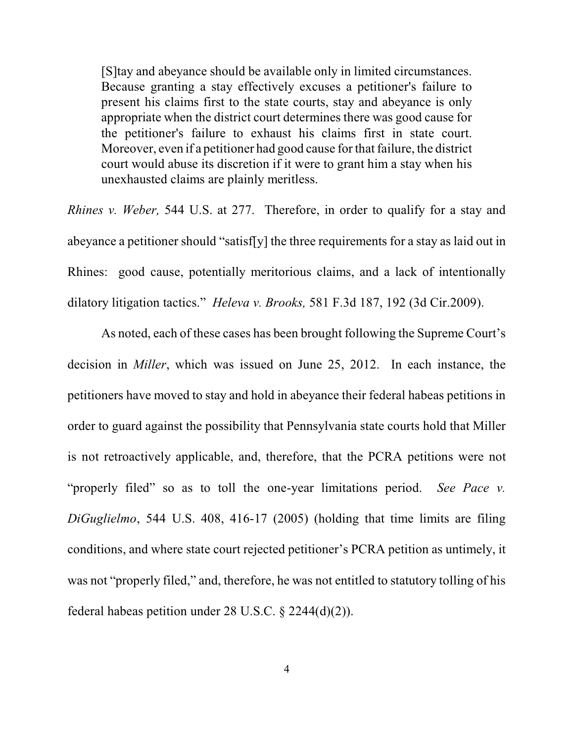> [S]tay and abeyance should be available only in limited circumstances. Because granting a stay effectively excuses a petitioner's failure to present his claims first to the state courts, stay and abeyance is only appropriate when the district court determines there was good cause for the petitioner's failure to exhaust his claims first in state court. Moreover, even if a petitioner had good cause for that failure, the district court would abuse its discretion if it were to grant him a stay when his unexhausted claims are plainly meritless.

*Rhines v. Weber,* 544 U.S. at 277. Therefore, in order to qualify for a stay and abeyance a petitioner should "satisf[y] the three requirements for a stay as laid out in Rhines: good cause, potentially meritorious claims, and a lack of intentionally dilatory litigation tactics." *Heleva v. Brooks,* 581 F.3d 187, 192 (3d Cir.2009).

As noted, each of these cases has been brought following the Supreme Court's decision in *Miller*, which was issued on June 25, 2012. In each instance, the petitioners have moved to stay and hold in abeyance their federal habeas petitions in order to guard against the possibility that Pennsylvania state courts hold that Miller is not retroactively applicable, and, therefore, that the PCRA petitions were not "properly filed" so as to toll the one-year limitations period. *See Pace v. DiGuglielmo*, 544 U.S. 408, 416-17 (2005) (holding that time limits are filing conditions, and where state court rejected petitioner's PCRA petition as untimely, it was not "properly filed," and, therefore, he was not entitled to statutory tolling of his federal habeas petition under 28 U.S.C. § 2244(d)(2)).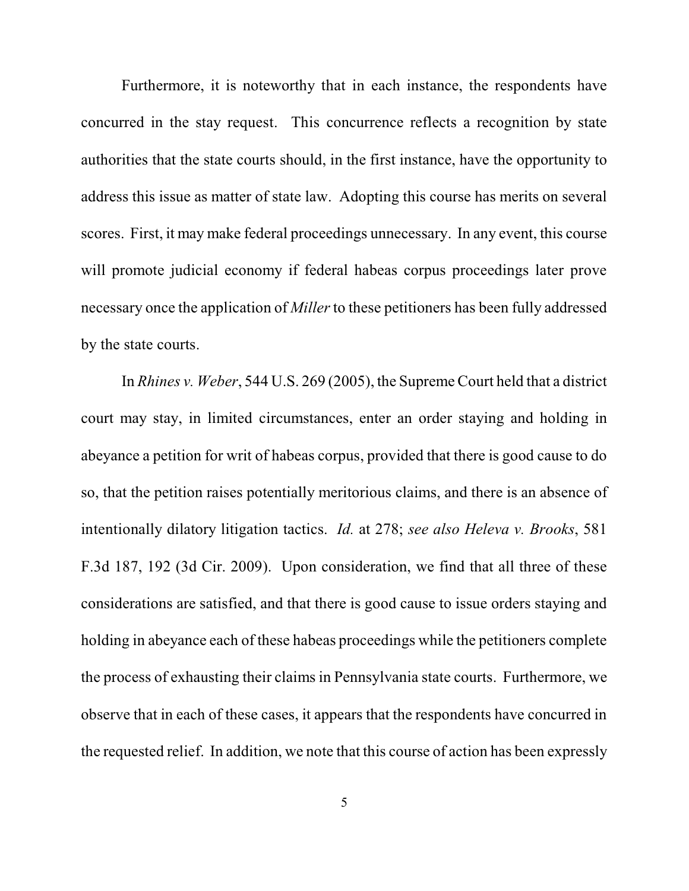Furthermore, it is noteworthy that in each instance, the respondents have concurred in the stay request. This concurrence reflects a recognition by state authorities that the state courts should, in the first instance, have the opportunity to address this issue as matter of state law. Adopting this course has merits on several scores. First, it may make federal proceedings unnecessary. In any event, this course will promote judicial economy if federal habeas corpus proceedings later prove necessary once the application of *Miller* to these petitioners has been fully addressed by the state courts.

In *Rhines v. Weber*, 544 U.S. 269 (2005), the Supreme Court held that a district court may stay, in limited circumstances, enter an order staying and holding in abeyance a petition for writ of habeas corpus, provided that there is good cause to do so, that the petition raises potentially meritorious claims, and there is an absence of intentionally dilatory litigation tactics. *Id.* at 278; *see also Heleva v. Brooks*, 581 F.3d 187, 192 (3d Cir. 2009). Upon consideration, we find that all three of these considerations are satisfied, and that there is good cause to issue orders staying and holding in abeyance each of these habeas proceedings while the petitioners complete the process of exhausting their claims in Pennsylvania state courts. Furthermore, we observe that in each of these cases, it appears that the respondents have concurred in the requested relief. In addition, we note that this course of action has been expressly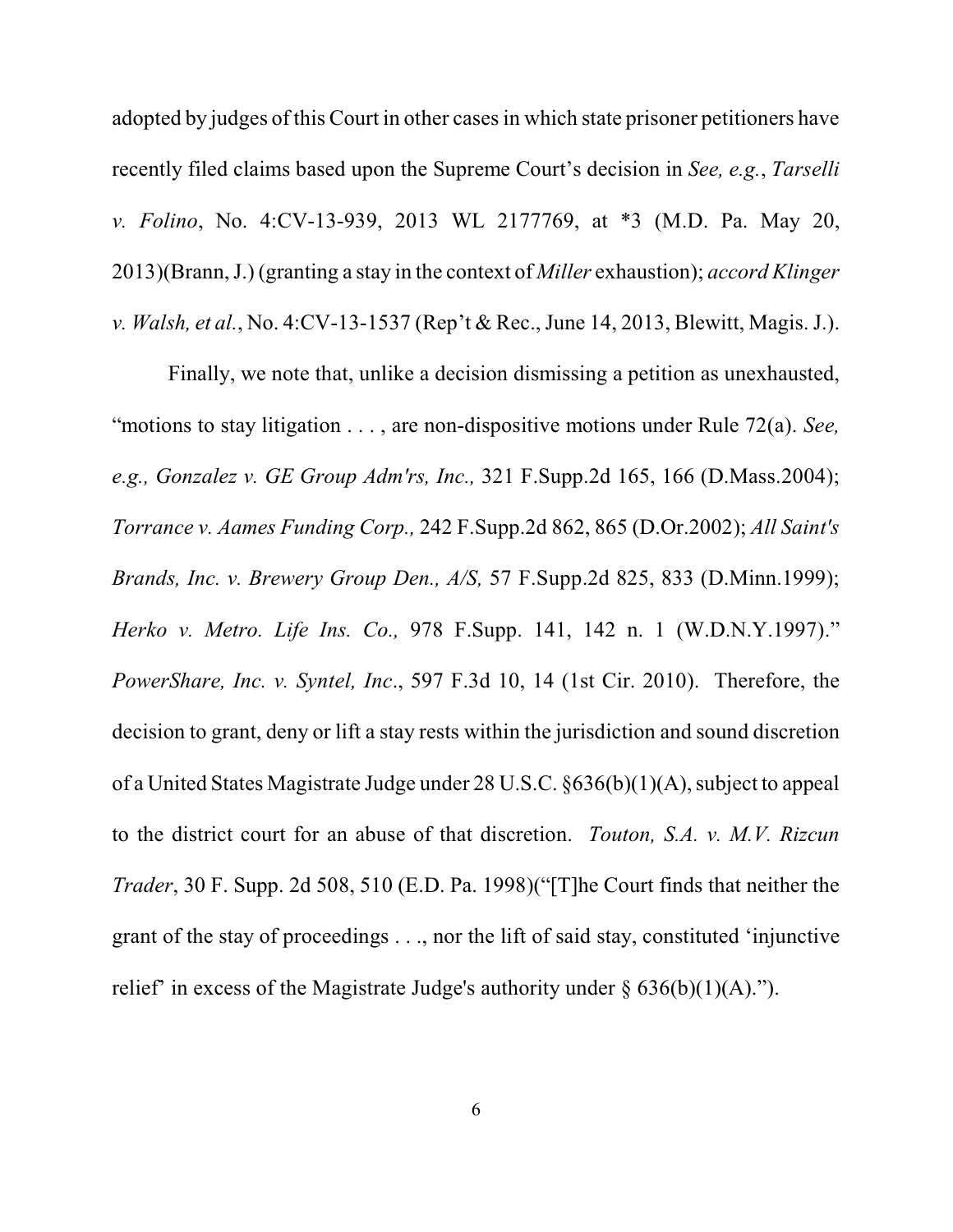adopted by judges of this Court in other cases in which state prisoner petitioners have recently filed claims based upon the Supreme Court's decision in *See, e.g.*, *Tarselli v. Folino*, No. 4:CV-13-939, 2013 WL 2177769, at *3 (M.D. Pa. May 20, 2013)(Brann, J.) (granting a stay in the context of *Miller* exhaustion); *accord Klinger v. Walsh, et al.*, No. 4:CV-13-1537 (Rep't & Rec., June 14, 2013, Blewitt, Magis. J.).

Finally, we note that, unlike a decision dismissing a petition as unexhausted, "motions to stay litigation . . . , are non-dispositive motions under Rule 72(a). *See, e.g., Gonzalez v. GE Group Adm'rs, Inc.,* 321 F.Supp.2d 165, 166 (D.Mass.2004); *Torrance v. Aames Funding Corp.,* 242 F.Supp.2d 862, 865 (D.Or.2002); *All Saint's Brands, Inc. v. Brewery Group Den., A/S,* 57 F.Supp.2d 825, 833 (D.Minn.1999); *Herko v. Metro. Life Ins. Co.,* 978 F.Supp. 141, 142 n. 1 (W.D.N.Y.1997)." *PowerShare, Inc. v. Syntel, Inc*., 597 F.3d 10, 14 (1st Cir. 2010). Therefore, the decision to grant, deny or lift a stay rests within the jurisdiction and sound discretion of a United States Magistrate Judge under 28 U.S.C. §636(b)(1)(A), subject to appeal to the district court for an abuse of that discretion. *Touton, S.A. v. M.V. Rizcun Trader*, 30 F. Supp. 2d 508, 510 (E.D. Pa. 1998)("[T]he Court finds that neither the grant of the stay of proceedings . . ., nor the lift of said stay, constituted 'injunctive relief' in excess of the Magistrate Judge's authority under § 636(b)(1)(A).").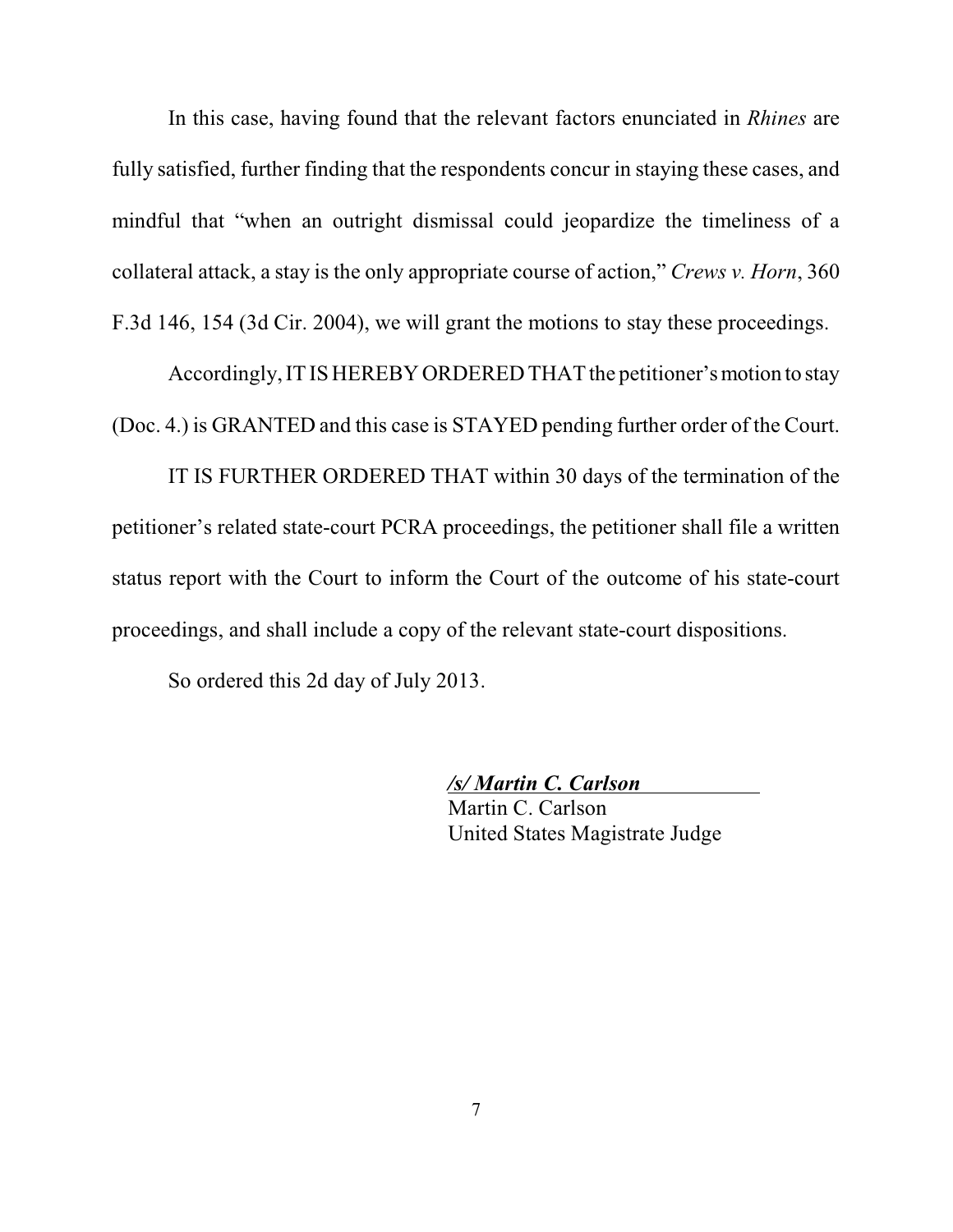In this case, having found that the relevant factors enunciated in *Rhines* are fully satisfied, further finding that the respondents concur in staying these cases, and mindful that "when an outright dismissal could jeopardize the timeliness of a collateral attack, a stay is the only appropriate course of action," *Crews v. Horn*, 360 F.3d 146, 154 (3d Cir. 2004), we will grant the motions to stay these proceedings.

Accordingly, IT IS HEREBY ORDERED THAT the petitioner's motion to stay (Doc. 4.) is GRANTED and this case is STAYED pending further order of the Court.

IT IS FURTHER ORDERED THAT within 30 days of the termination of the petitioner's related state-court PCRA proceedings, the petitioner shall file a written status report with the Court to inform the Court of the outcome of his state-court proceedings, and shall include a copy of the relevant state-court dispositions.

So ordered this 2d day of July 2013.

***/s/ Martin C. Carlson***
Martin C. Carlson
United States Magistrate Judge